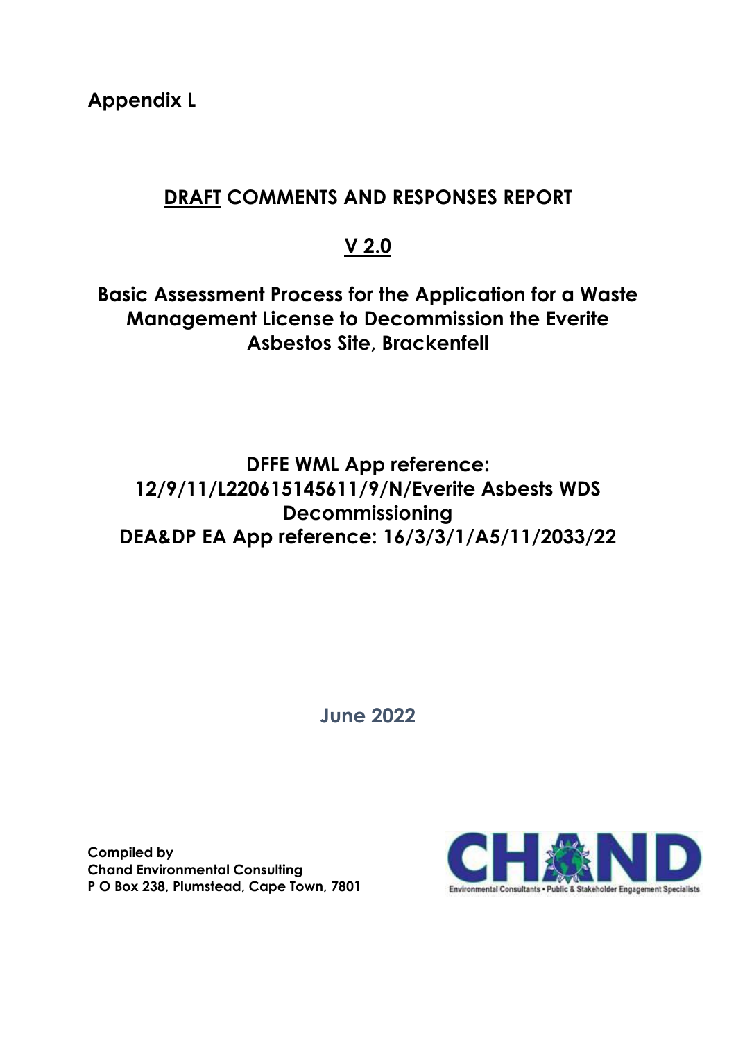**Appendix L**

# <u>DRAFT</u> COMMENTS AND RESPONSES REPORT

## <u>V 2.0</u>

## Basic Assessment Process for the Application for a Waste Management License to Decommission the Everite Asbestos Site, Brackenfell

## DFFE WML App reference: 12/9/11/L220615145611/9/N/Everite Asbests WDS Decommissioning
## DEA&DP EA App reference: 16/3/3/1/A5/11/2033/22

**June 2022**

**Compiled by**
**Chand Environmental Consulting**
**P O Box 238, Plumstead, Cape Town, 7801**

CHAND
Environmental Consultants • Public & Stakeholder Engagement Specialists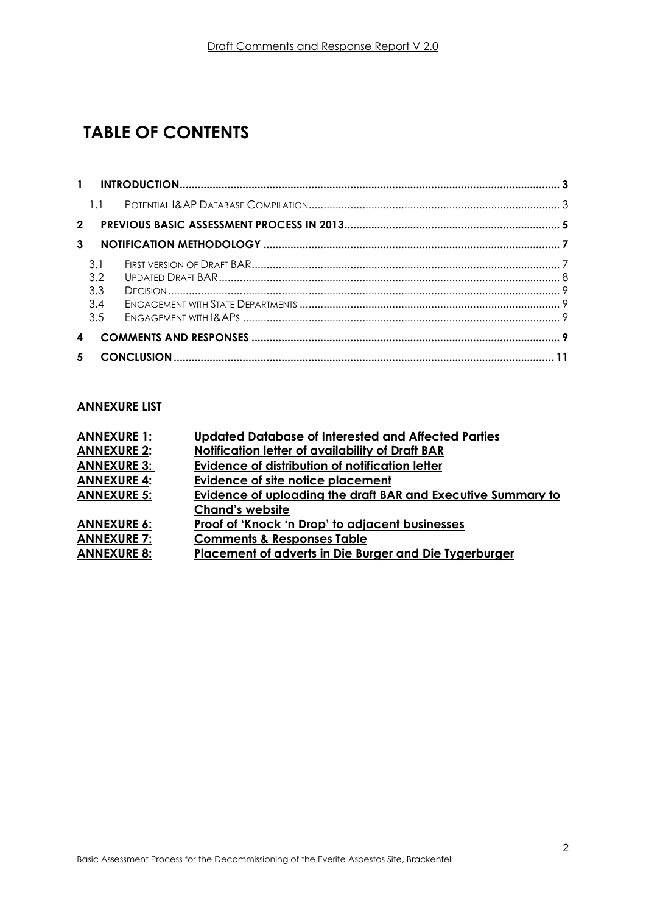# TABLE OF CONTENTS

1 INTRODUCTION .......... 3
   1.1 POTENTIAL I&AP DATABASE COMPILATION .......... 3
2 PREVIOUS BASIC ASSESSMENT PROCESS IN 2013 .......... 5
3 NOTIFICATION METHODOLOGY .......... 7
   3.1 FIRST VERSION OF DRAFT BAR .......... 7
   3.2 UPDATED DRAFT BAR .......... 8
   3.3 DECISION .......... 9
   3.4 ENGAGEMENT WITH STATE DEPARTMENTS .......... 9
   3.5 ENGAGEMENT WITH I&APS .......... 9
4 COMMENTS AND RESPONSES .......... 9
5 CONCLUSION .......... 11

**ANNEXURE LIST**

| | |
|---|---|
| **ANNEXURE 1:** | **Updated Database of Interested and Affected Parties** |
| **ANNEXURE 2:** | **Notification letter of availability of Draft BAR** |
| **ANNEXURE 3:** | **Evidence of distribution of notification letter** |
| **ANNEXURE 4:** | **Evidence of site notice placement** |
| **ANNEXURE 5:** | **Evidence of uploading the draft BAR and Executive Summary to Chand's website** |
| **ANNEXURE 6:** | **Proof of 'Knock 'n Drop' to adjacent businesses** |
| **ANNEXURE 7:** | **Comments & Responses Table** |
| **ANNEXURE 8:** | **Placement of adverts in Die Burger and Die Tygerburger** |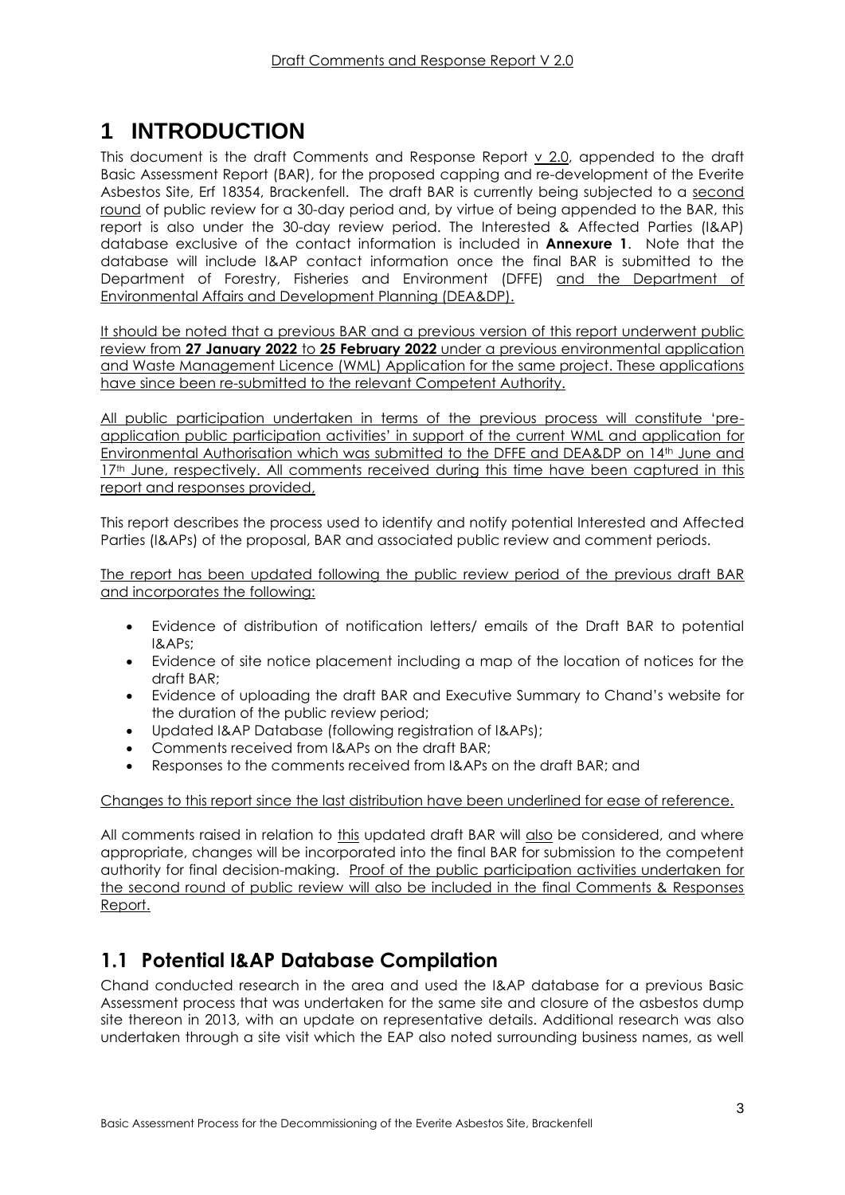# 1 INTRODUCTION

This document is the draft Comments and Response Report v 2.0, appended to the draft Basic Assessment Report (BAR), for the proposed capping and re-development of the Everite Asbestos Site, Erf 18354, Brackenfell. The draft BAR is currently being subjected to a second round of public review for a 30-day period and, by virtue of being appended to the BAR, this report is also under the 30-day review period. The Interested & Affected Parties (I&AP) database exclusive of the contact information is included in **Annexure 1**. Note that the database will include I&AP contact information once the final BAR is submitted to the Department of Forestry, Fisheries and Environment (DFFE) and the Department of Environmental Affairs and Development Planning (DEA&DP).

It should be noted that a previous BAR and a previous version of this report underwent public review from **27 January 2022** to **25 February 2022** under a previous environmental application and Waste Management Licence (WML) Application for the same project. These applications have since been re-submitted to the relevant Competent Authority.

All public participation undertaken in terms of the previous process will constitute 'pre-application public participation activities' in support of the current WML and application for Environmental Authorisation which was submitted to the DFFE and DEA&DP on 14th June and 17th June, respectively. All comments received during this time have been captured in this report and responses provided,

This report describes the process used to identify and notify potential Interested and Affected Parties (I&APs) of the proposal, BAR and associated public review and comment periods.

The report has been updated following the public review period of the previous draft BAR and incorporates the following:

- Evidence of distribution of notification letters/ emails of the Draft BAR to potential I&APs;
- Evidence of site notice placement including a map of the location of notices for the draft BAR;
- Evidence of uploading the draft BAR and Executive Summary to Chand's website for the duration of the public review period;
- Updated I&AP Database (following registration of I&APs);
- Comments received from I&APs on the draft BAR;
- Responses to the comments received from I&APs on the draft BAR; and

Changes to this report since the last distribution have been underlined for ease of reference.

All comments raised in relation to this updated draft BAR will also be considered, and where appropriate, changes will be incorporated into the final BAR for submission to the competent authority for final decision-making. Proof of the public participation activities undertaken for the second round of public review will also be included in the final Comments & Responses Report.

## 1.1 Potential I&AP Database Compilation

Chand conducted research in the area and used the I&AP database for a previous Basic Assessment process that was undertaken for the same site and closure of the asbestos dump site thereon in 2013, with an update on representative details. Additional research was also undertaken through a site visit which the EAP also noted surrounding business names, as well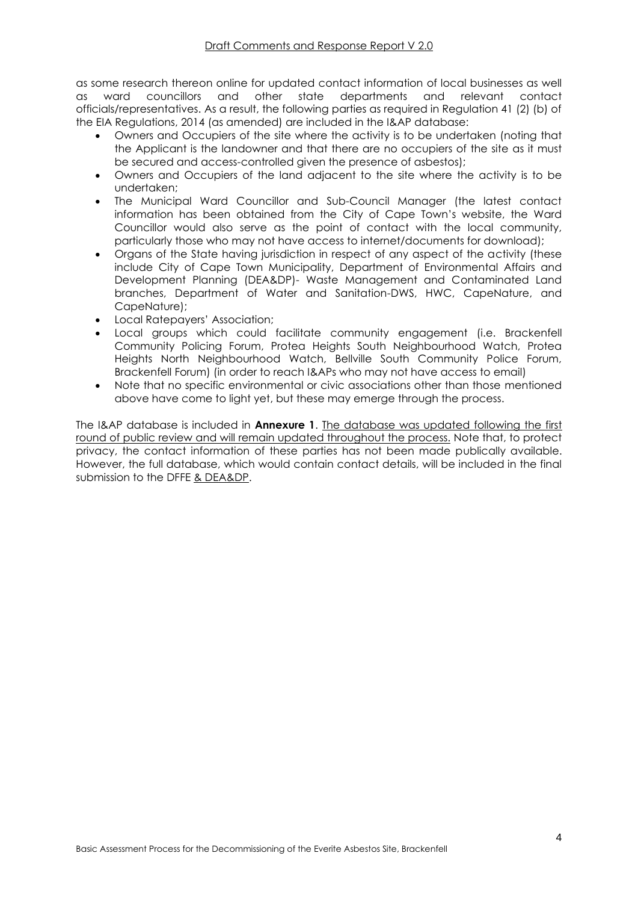as some research thereon online for updated contact information of local businesses as well as ward councillors and other state departments and relevant contact officials/representatives. As a result, the following parties as required in Regulation 41 (2) (b) of the EIA Regulations, 2014 (as amended) are included in the I&AP database:

- Owners and Occupiers of the site where the activity is to be undertaken (noting that the Applicant is the landowner and that there are no occupiers of the site as it must be secured and access-controlled given the presence of asbestos);
- Owners and Occupiers of the land adjacent to the site where the activity is to be undertaken;
- The Municipal Ward Councillor and Sub-Council Manager (the latest contact information has been obtained from the City of Cape Town's website, the Ward Councillor would also serve as the point of contact with the local community, particularly those who may not have access to internet/documents for download);
- Organs of the State having jurisdiction in respect of any aspect of the activity (these include City of Cape Town Municipality, Department of Environmental Affairs and Development Planning (DEA&DP)- Waste Management and Contaminated Land branches, Department of Water and Sanitation-DWS, HWC, CapeNature, and CapeNature);
- Local Ratepayers' Association;
- Local groups which could facilitate community engagement (i.e. Brackenfell Community Policing Forum, Protea Heights South Neighbourhood Watch, Protea Heights North Neighbourhood Watch, Bellville South Community Police Forum, Brackenfell Forum) (in order to reach I&APs who may not have access to email)
- Note that no specific environmental or civic associations other than those mentioned above have come to light yet, but these may emerge through the process.

The I&AP database is included in **Annexure 1**. <u>The database was updated following the first round of public review and will remain updated throughout the process.</u> Note that, to protect privacy, the contact information of these parties has not been made publically available. However, the full database, which would contain contact details, will be included in the final submission to the DFFE <u>& DEA&DP</u>.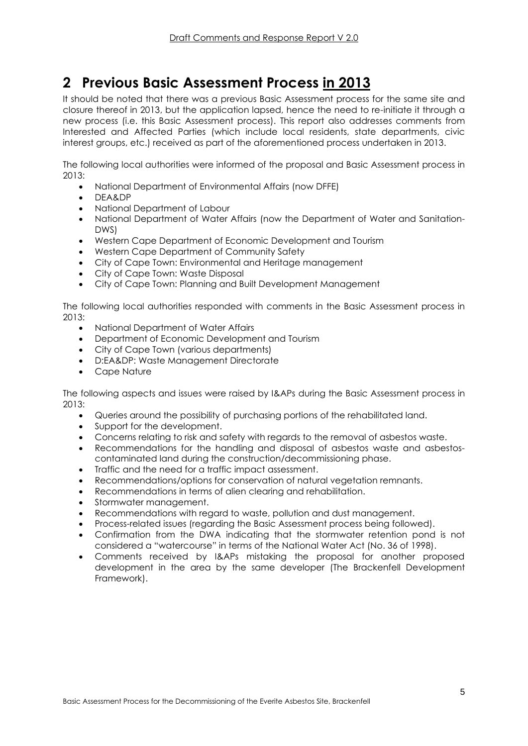# 2 Previous Basic Assessment Process in 2013

It should be noted that there was a previous Basic Assessment process for the same site and closure thereof in 2013, but the application lapsed, hence the need to re-initiate it through a new process (i.e. this Basic Assessment process). This report also addresses comments from Interested and Affected Parties (which include local residents, state departments, civic interest groups, etc.) received as part of the aforementioned process undertaken in 2013.

The following local authorities were informed of the proposal and Basic Assessment process in 2013:

- National Department of Environmental Affairs (now DFFE)
- DEA&DP
- National Department of Labour
- National Department of Water Affairs (now the Department of Water and Sanitation-DWS)
- Western Cape Department of Economic Development and Tourism
- Western Cape Department of Community Safety
- City of Cape Town: Environmental and Heritage management
- City of Cape Town: Waste Disposal
- City of Cape Town: Planning and Built Development Management

The following local authorities responded with comments in the Basic Assessment process in 2013:

- National Department of Water Affairs
- Department of Economic Development and Tourism
- City of Cape Town (various departments)
- D:EA&DP: Waste Management Directorate
- Cape Nature

The following aspects and issues were raised by I&APs during the Basic Assessment process in 2013:

- Queries around the possibility of purchasing portions of the rehabilitated land.
- Support for the development.
- Concerns relating to risk and safety with regards to the removal of asbestos waste.
- Recommendations for the handling and disposal of asbestos waste and asbestos-contaminated land during the construction/decommissioning phase.
- Traffic and the need for a traffic impact assessment.
- Recommendations/options for conservation of natural vegetation remnants.
- Recommendations in terms of alien clearing and rehabilitation.
- Stormwater management.
- Recommendations with regard to waste, pollution and dust management.
- Process-related issues (regarding the Basic Assessment process being followed).
- Confirmation from the DWA indicating that the stormwater retention pond is not considered a "watercourse" in terms of the National Water Act (No. 36 of 1998).
- Comments received by I&APs mistaking the proposal for another proposed development in the area by the same developer (The Brackenfell Development Framework).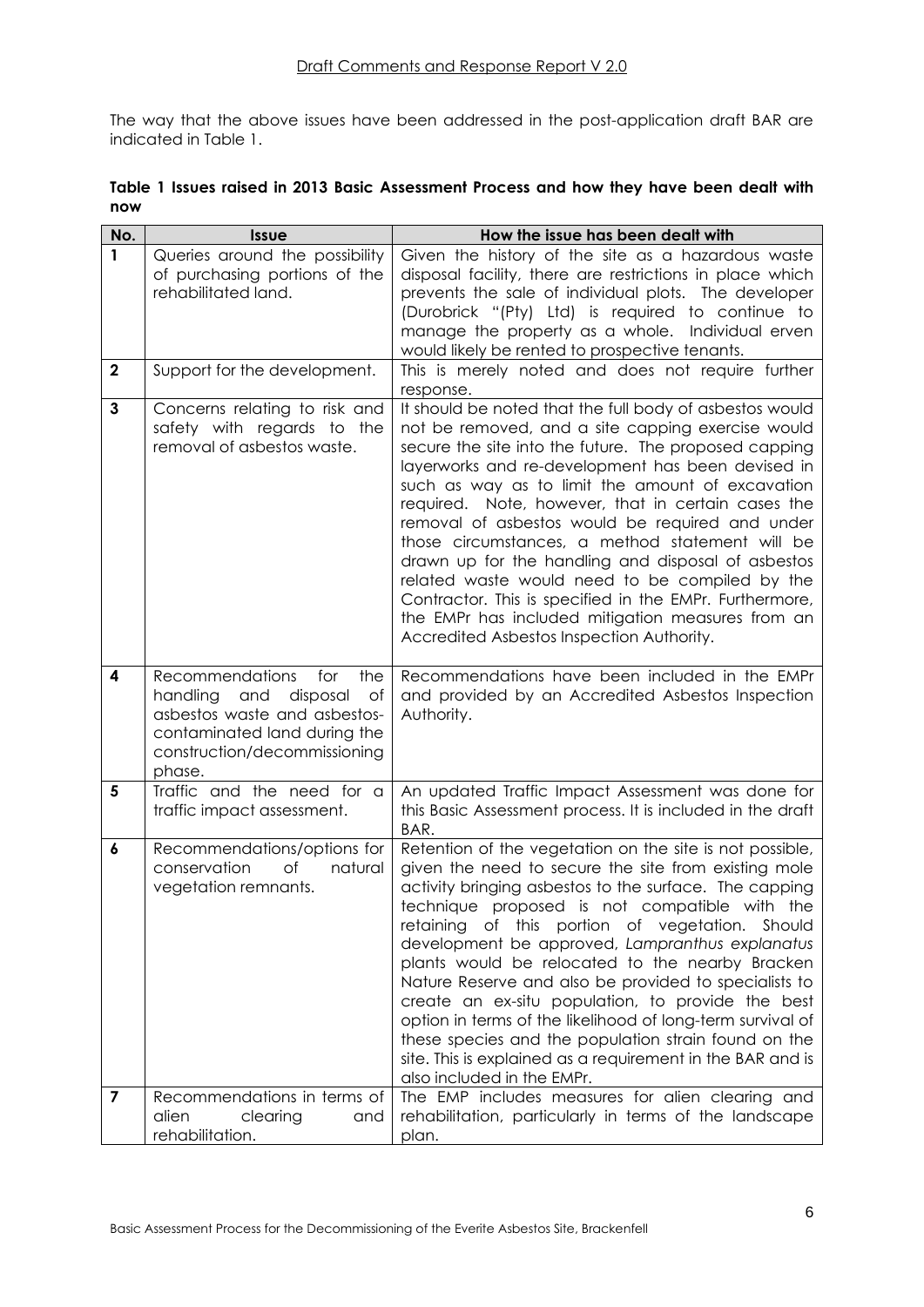The way that the above issues have been addressed in the post-application draft BAR are indicated in Table 1.

**Table 1 Issues raised in 2013 Basic Assessment Process and how they have been dealt with now**

| No. | Issue | How the issue has been dealt with |
|---|---|---|
| **1** | Queries around the possibility of purchasing portions of the rehabilitated land. | Given the history of the site as a hazardous waste disposal facility, there are restrictions in place which prevents the sale of individual plots. The developer (Durobrick "(Pty) Ltd) is required to continue to manage the property as a whole. Individual erven would likely be rented to prospective tenants. |
| **2** | Support for the development. | This is merely noted and does not require further response. |
| **3** | Concerns relating to risk and safety with regards to the removal of asbestos waste. | It should be noted that the full body of asbestos would not be removed, and a site capping exercise would secure the site into the future. The proposed capping layerworks and re-development has been devised in such as way as to limit the amount of excavation required. Note, however, that in certain cases the removal of asbestos would be required and under those circumstances, a method statement will be drawn up for the handling and disposal of asbestos related waste would need to be compiled by the Contractor. This is specified in the EMPr. Furthermore, the EMPr has included mitigation measures from an Accredited Asbestos Inspection Authority. |
| **4** | Recommendations for the handling and disposal of asbestos waste and asbestos-contaminated land during the construction/decommissioning phase. | Recommendations have been included in the EMPr and provided by an Accredited Asbestos Inspection Authority. |
| **5** | Traffic and the need for a traffic impact assessment. | An updated Traffic Impact Assessment was done for this Basic Assessment process. It is included in the draft BAR. |
| **6** | Recommendations/options for conservation of natural vegetation remnants. | Retention of the vegetation on the site is not possible, given the need to secure the site from existing mole activity bringing asbestos to the surface. The capping technique proposed is not compatible with the retaining of this portion of vegetation. Should development be approved, *Lampranthus explanatus* plants would be relocated to the nearby Bracken Nature Reserve and also be provided to specialists to create an ex-situ population, to provide the best option in terms of the likelihood of long-term survival of these species and the population strain found on the site. This is explained as a requirement in the BAR and is also included in the EMPr. |
| **7** | Recommendations in terms of alien clearing and rehabilitation. | The EMP includes measures for alien clearing and rehabilitation, particularly in terms of the landscape plan. |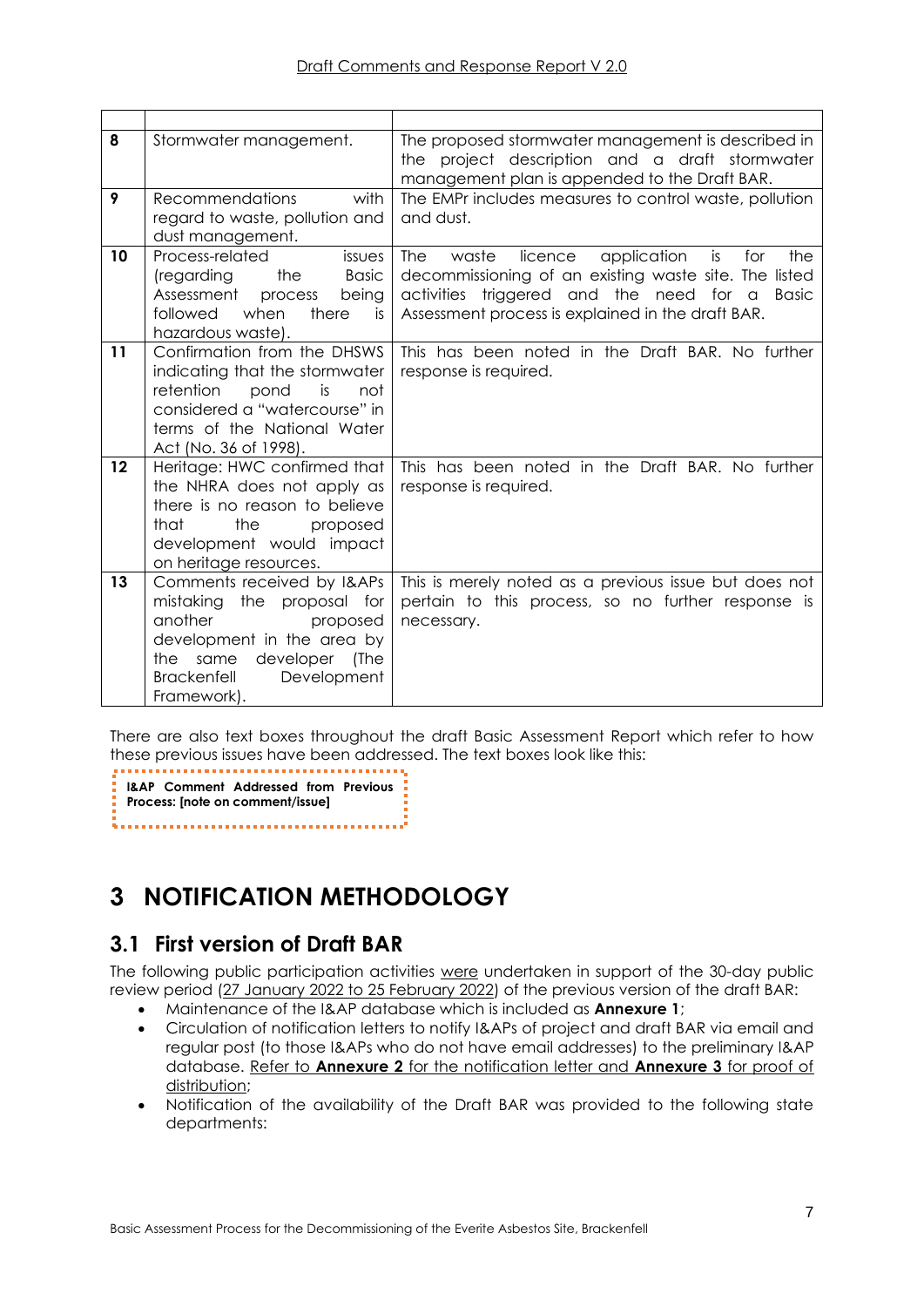| | | |
|---|---|---|
| 8 | Stormwater management. | The proposed stormwater management is described in the project description and a draft stormwater management plan is appended to the Draft BAR. |
| 9 | Recommendations with regard to waste, pollution and dust management. | The EMPr includes measures to control waste, pollution and dust. |
| 10 | Process-related issues (regarding the Basic Assessment process being followed when there is hazardous waste). | The waste licence application is for the decommissioning of an existing waste site. The listed activities triggered and the need for a Basic Assessment process is explained in the draft BAR. |
| 11 | Confirmation from the DHSWS indicating that the stormwater retention pond is not considered a "watercourse" in terms of the National Water Act (No. 36 of 1998). | This has been noted in the Draft BAR. No further response is required. |
| 12 | Heritage: HWC confirmed that the NHRA does not apply as there is no reason to believe that the proposed development would impact on heritage resources. | This has been noted in the Draft BAR. No further response is required. |
| 13 | Comments received by I&APs mistaking the proposal for another proposed development in the area by the same developer (The Brackenfell Development Framework). | This is merely noted as a previous issue but does not pertain to this process, so no further response is necessary. |

There are also text boxes throughout the draft Basic Assessment Report which refer to how these previous issues have been addressed. The text boxes look like this:

**I&AP Comment Addressed from Previous Process: [note on comment/issue]**

# 3 NOTIFICATION METHODOLOGY

## 3.1 First version of Draft BAR

The following public participation activities were undertaken in support of the 30-day public review period (27 January 2022 to 25 February 2022) of the previous version of the draft BAR:

- Maintenance of the I&AP database which is included as **Annexure 1**;
- Circulation of notification letters to notify I&APs of project and draft BAR via email and regular post (to those I&APs who do not have email addresses) to the preliminary I&AP database. Refer to **Annexure 2** for the notification letter and **Annexure 3** for proof of distribution;
- Notification of the availability of the Draft BAR was provided to the following state departments: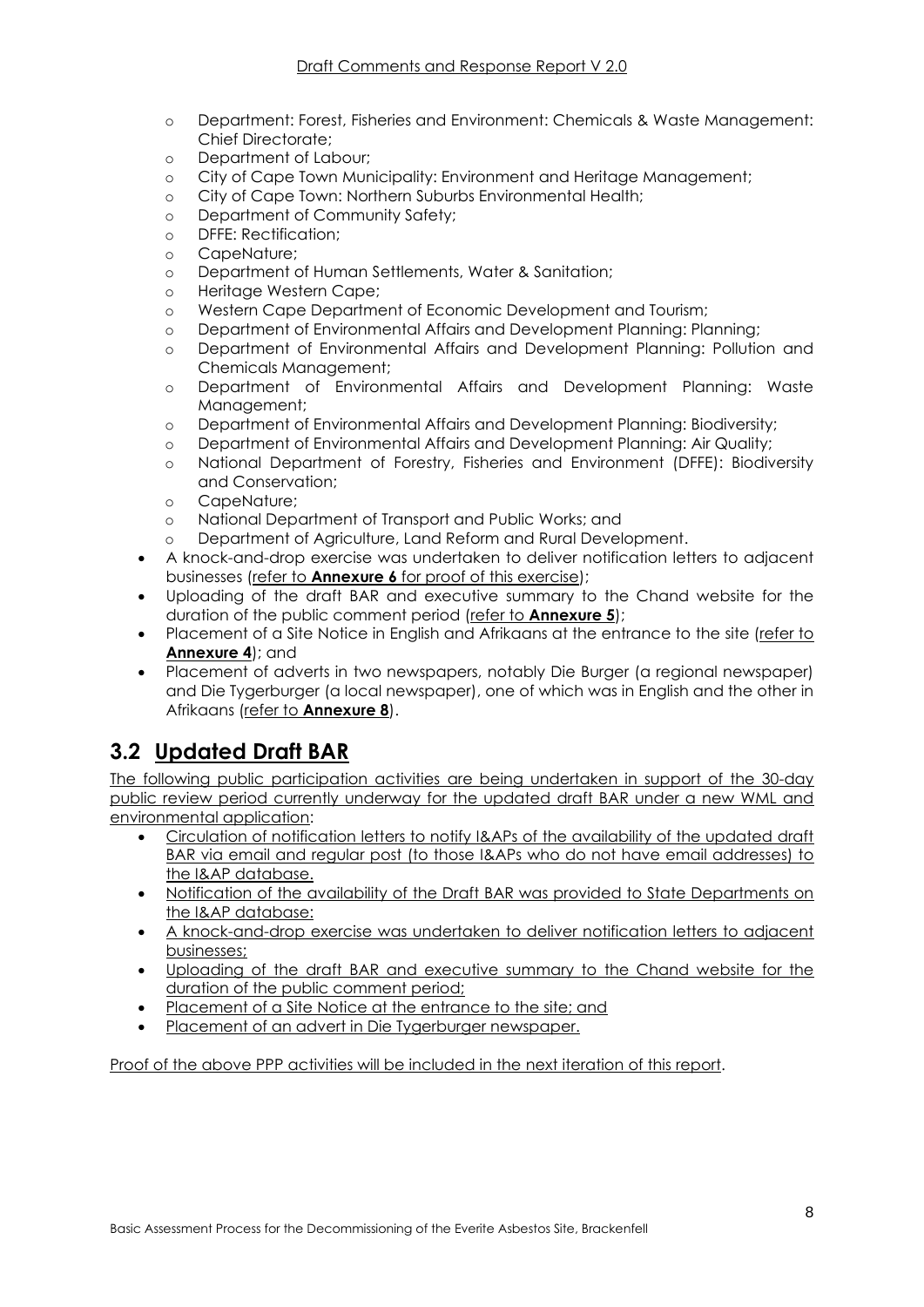- Department: Forest, Fisheries and Environment: Chemicals & Waste Management: Chief Directorate;
  - Department of Labour;
  - City of Cape Town Municipality: Environment and Heritage Management;
  - City of Cape Town: Northern Suburbs Environmental Health;
  - Department of Community Safety;
  - DFFE: Rectification;
  - CapeNature;
  - Department of Human Settlements, Water & Sanitation;
  - Heritage Western Cape;
  - Western Cape Department of Economic Development and Tourism;
  - Department of Environmental Affairs and Development Planning: Planning;
  - Department of Environmental Affairs and Development Planning: Pollution and Chemicals Management;
  - Department of Environmental Affairs and Development Planning: Waste Management;
  - Department of Environmental Affairs and Development Planning: Biodiversity;
  - Department of Environmental Affairs and Development Planning: Air Quality;
  - National Department of Forestry, Fisheries and Environment (DFFE): Biodiversity and Conservation;
  - CapeNature;
  - National Department of Transport and Public Works; and
  - Department of Agriculture, Land Reform and Rural Development.
- A knock-and-drop exercise was undertaken to deliver notification letters to adjacent businesses (refer to **Annexure 6** for proof of this exercise);
- Uploading of the draft BAR and executive summary to the Chand website for the duration of the public comment period (refer to **Annexure 5**);
- Placement of a Site Notice in English and Afrikaans at the entrance to the site (refer to **Annexure 4**); and
- Placement of adverts in two newspapers, notably Die Burger (a regional newspaper) and Die Tygerburger (a local newspaper), one of which was in English and the other in Afrikaans (refer to **Annexure 8**).

## 3.2 Updated Draft BAR

The following public participation activities are being undertaken in support of the 30-day public review period currently underway for the updated draft BAR under a new WML and environmental application:

- Circulation of notification letters to notify I&APs of the availability of the updated draft BAR via email and regular post (to those I&APs who do not have email addresses) to the I&AP database.
- Notification of the availability of the Draft BAR was provided to State Departments on the I&AP database:
- A knock-and-drop exercise was undertaken to deliver notification letters to adjacent businesses;
- Uploading of the draft BAR and executive summary to the Chand website for the duration of the public comment period;
- Placement of a Site Notice at the entrance to the site; and
- Placement of an advert in Die Tygerburger newspaper.

Proof of the above PPP activities will be included in the next iteration of this report.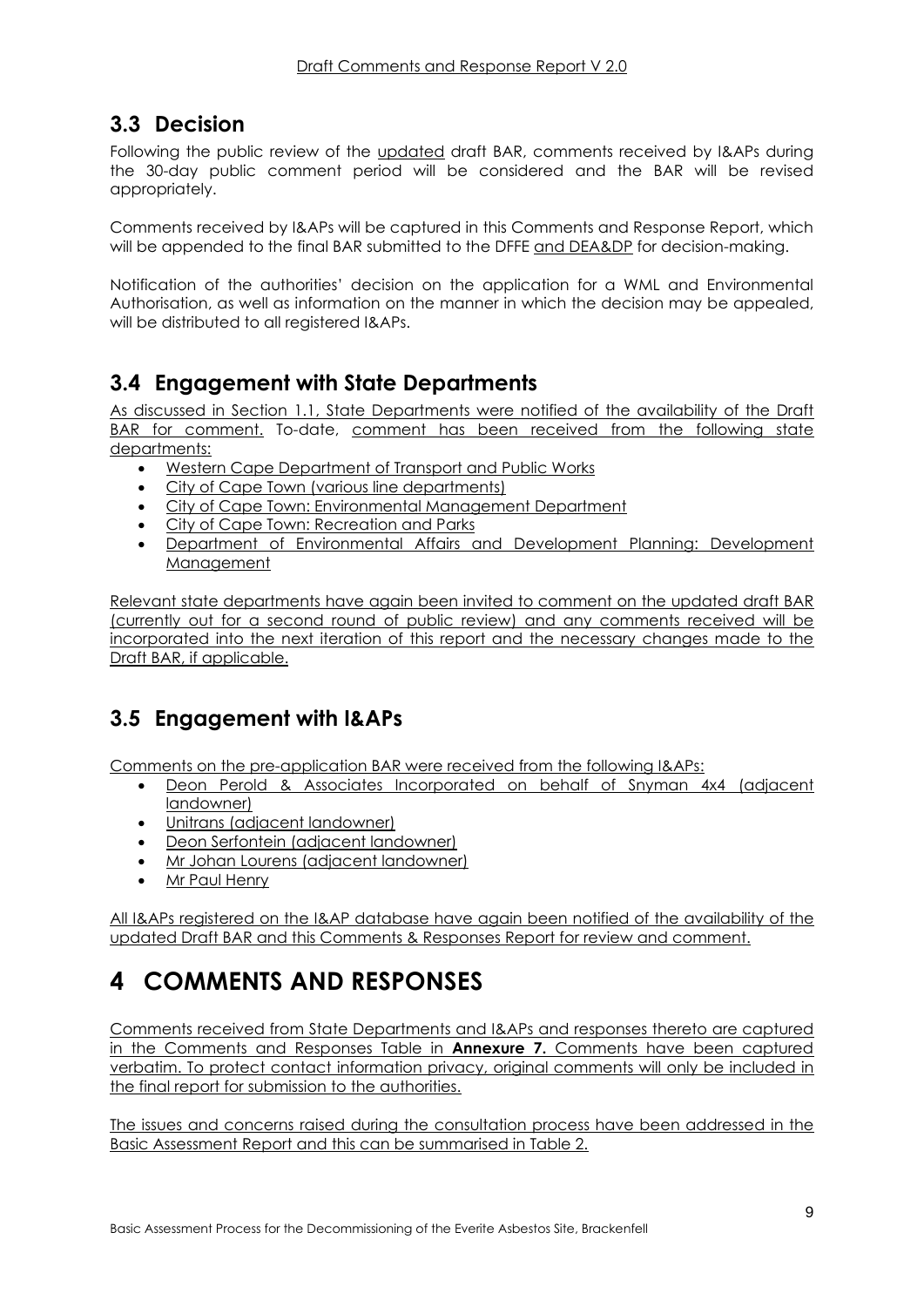## 3.3 Decision

Following the public review of the updated draft BAR, comments received by I&APs during the 30-day public comment period will be considered and the BAR will be revised appropriately.

Comments received by I&APs will be captured in this Comments and Response Report, which will be appended to the final BAR submitted to the DFFE and DEA&DP for decision-making.

Notification of the authorities' decision on the application for a WML and Environmental Authorisation, as well as information on the manner in which the decision may be appealed, will be distributed to all registered I&APs.

## 3.4 Engagement with State Departments

As discussed in Section 1.1, State Departments were notified of the availability of the Draft BAR for comment. To-date, comment has been received from the following state departments:

- Western Cape Department of Transport and Public Works
- City of Cape Town (various line departments)
- City of Cape Town: Environmental Management Department
- City of Cape Town: Recreation and Parks
- Department of Environmental Affairs and Development Planning: Development Management

Relevant state departments have again been invited to comment on the updated draft BAR (currently out for a second round of public review) and any comments received will be incorporated into the next iteration of this report and the necessary changes made to the Draft BAR, if applicable.

## 3.5 Engagement with I&APs

Comments on the pre-application BAR were received from the following I&APs:

- Deon Perold & Associates Incorporated on behalf of Snyman 4x4 (adjacent landowner)
- Unitrans (adjacent landowner)
- Deon Serfontein (adjacent landowner)
- Mr Johan Lourens (adjacent landowner)
- Mr Paul Henry

All I&APs registered on the I&AP database have again been notified of the availability of the updated Draft BAR and this Comments & Responses Report for review and comment.

# 4 COMMENTS AND RESPONSES

Comments received from State Departments and I&APs and responses thereto are captured in the Comments and Responses Table in **Annexure 7.** Comments have been captured verbatim. To protect contact information privacy, original comments will only be included in the final report for submission to the authorities.

The issues and concerns raised during the consultation process have been addressed in the Basic Assessment Report and this can be summarised in Table 2.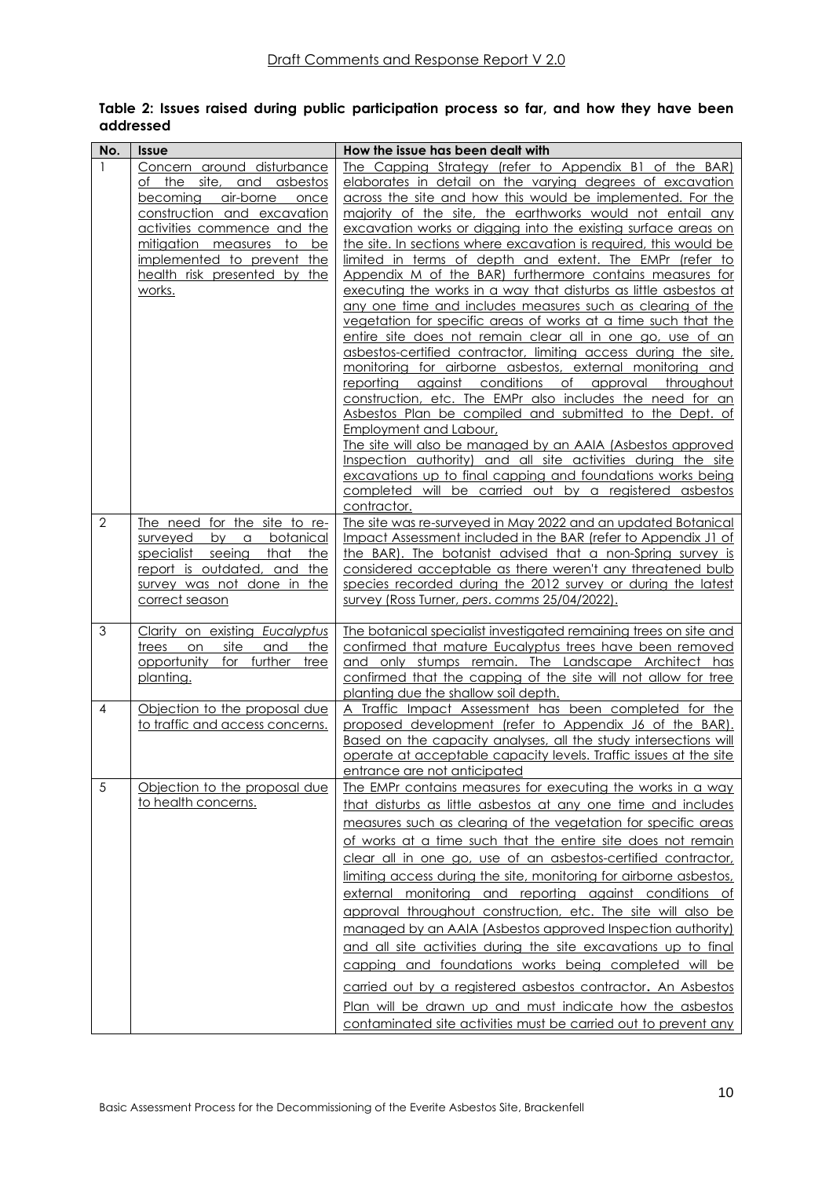**Table 2: Issues raised during public participation process so far, and how they have been addressed**

| No. | Issue | How the issue has been dealt with |
|---|---|---|
| 1 | Concern around disturbance of the site, and asbestos becoming air-borne once construction and excavation activities commence and the mitigation measures to be implemented to prevent the health risk presented by the works. | The Capping Strategy (refer to Appendix B1 of the BAR) elaborates in detail on the varying degrees of excavation across the site and how this would be implemented. For the majority of the site, the earthworks would not entail any excavation works or digging into the existing surface areas on the site. In sections where excavation is required, this would be limited in terms of depth and extent. The EMPr (refer to Appendix M of the BAR) furthermore contains measures for executing the works in a way that disturbs as little asbestos at any one time and includes measures such as clearing of the vegetation for specific areas of works at a time such that the entire site does not remain clear all in one go, use of an asbestos-certified contractor, limiting access during the site, monitoring for airborne asbestos, external monitoring and reporting against conditions of approval throughout construction, etc. The EMPr also includes the need for an Asbestos Plan be compiled and submitted to the Dept. of Employment and Labour,<br>The site will also be managed by an AAIA (Asbestos approved Inspection authority) and all site activities during the site excavations up to final capping and foundations works being completed will be carried out by a registered asbestos contractor. |
| 2 | The need for the site to re-surveyed by a botanical specialist seeing that the report is outdated, and the survey was not done in the correct season | The site was re-surveyed in May 2022 and an updated Botanical Impact Assessment included in the BAR (refer to Appendix J1 of the BAR). The botanist advised that a non-Spring survey is considered acceptable as there weren't any threatened bulb species recorded during the 2012 survey or during the latest survey (Ross Turner, *pers. comms* 25/04/2022). |
| 3 | Clarity on existing *Eucalyptus* trees on site and the opportunity for further tree planting. | The botanical specialist investigated remaining trees on site and confirmed that mature Eucalyptus trees have been removed and only stumps remain. The Landscape Architect has confirmed that the capping of the site will not allow for tree planting due the shallow soil depth. |
| 4 | Objection to the proposal due to traffic and access concerns. | A Traffic Impact Assessment has been completed for the proposed development (refer to Appendix J6 of the BAR). Based on the capacity analyses, all the study intersections will operate at acceptable capacity levels. Traffic issues at the site entrance are not anticipated |
| 5 | Objection to the proposal due to health concerns. | The EMPr contains measures for executing the works in a way that disturbs as little asbestos at any one time and includes measures such as clearing of the vegetation for specific areas of works at a time such that the entire site does not remain clear all in one go, use of an asbestos-certified contractor, limiting access during the site, monitoring for airborne asbestos, external monitoring and reporting against conditions of approval throughout construction, etc. The site will also be managed by an AAIA (Asbestos approved Inspection authority) and all site activities during the site excavations up to final capping and foundations works being completed will be carried out by a registered asbestos contractor. An Asbestos Plan will be drawn up and must indicate how the asbestos contaminated site activities must be carried out to prevent any |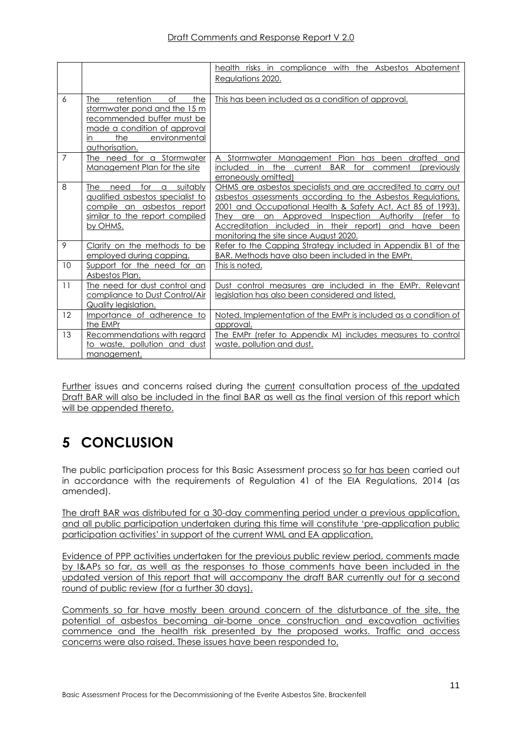|  |  |  |
|---|---|---|
|  |  | health risks in compliance with the Asbestos Abatement Regulations 2020. |
| 6 | The retention of the stormwater pond and the 15 m recommended buffer must be made a condition of approval in the environmental authorisation. | This has been included as a condition of approval. |
| 7 | The need for a Stormwater Management Plan for the site | A Stormwater Management Plan has been drafted and included in the current BAR for comment (previously erroneously omitted) |
| 8 | The need for a suitably qualified asbestos specialist to compile an asbestos report similar to the report compiled by OHMS. | OHMS are asbestos specialists and are accredited to carry out asbestos assessments according to the Asbestos Regulations, 2001 and Occupational Health & Safety Act, Act 85 of 1993). They are an Approved Inspection Authority (refer to Accreditation included in their report) and have been monitoring the site since August 2020. |
| 9 | Clarity on the methods to be employed during capping. | Refer to the Capping Strategy included in Appendix B1 of the BAR. Methods have also been included in the EMPr. |
| 10 | Support for the need for an Asbestos Plan. | This is noted. |
| 11 | The need for dust control and compliance to Dust Control/Air Quality legislation. | Dust control measures are included in the EMPr. Relevant legislation has also been considered and listed. |
| 12 | Importance of adherence to the EMPr | Noted. Implementation of the EMPr is included as a condition of approval. |
| 13 | Recommendations with regard to waste, pollution and dust management. | The EMPr (refer to Appendix M) includes measures to control waste, pollution and dust. |

Further issues and concerns raised during the current consultation process of the updated Draft BAR will also be included in the final BAR as well as the final version of this report which will be appended thereto.

# 5 CONCLUSION

The public participation process for this Basic Assessment process so far has been carried out in accordance with the requirements of Regulation 41 of the EIA Regulations, 2014 (as amended).

The draft BAR was distributed for a 30-day commenting period under a previous application, and all public participation undertaken during this time will constitute 'pre-application public participation activities' in support of the current WML and EA application.

Evidence of PPP activities undertaken for the previous public review period, comments made by I&APs so far, as well as the responses to those comments have been included in the updated version of this report that will accompany the draft BAR currently out for a second round of public review (for a further 30 days).

Comments so far have mostly been around concern of the disturbance of the site, the potential of asbestos becoming air-borne once construction and excavation activities commence and the health risk presented by the proposed works. Traffic and access concerns were also raised. These issues have been responded to.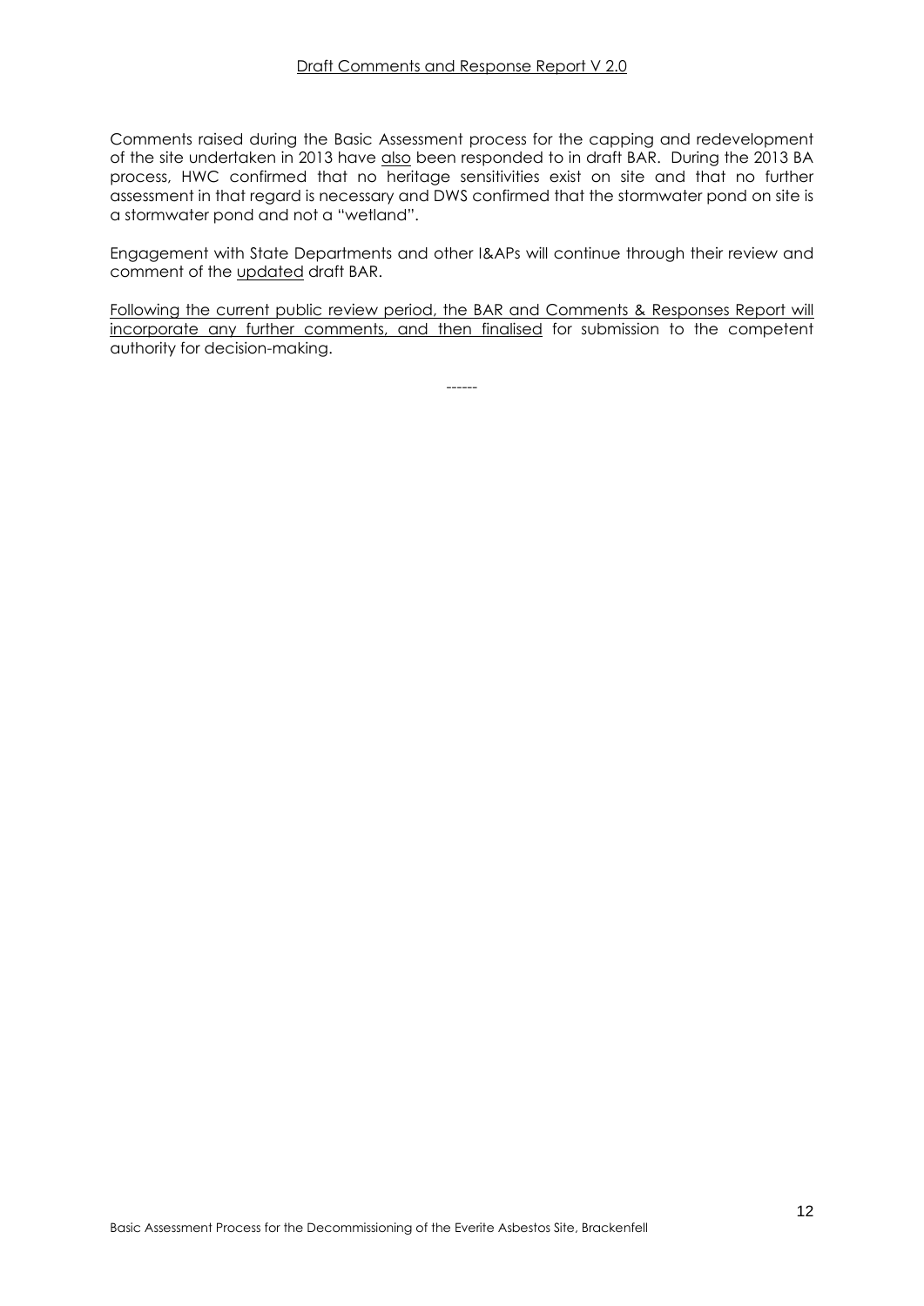Comments raised during the Basic Assessment process for the capping and redevelopment of the site undertaken in 2013 have <u>also</u> been responded to in draft BAR. During the 2013 BA process, HWC confirmed that no heritage sensitivities exist on site and that no further assessment in that regard is necessary and DWS confirmed that the stormwater pond on site is a stormwater pond and not a "wetland".

Engagement with State Departments and other I&APs will continue through their review and comment of the <u>updated</u> draft BAR.

<u>Following the current public review period, the BAR and Comments & Responses Report will incorporate any further comments, and then finalised</u> for submission to the competent authority for decision-making.

------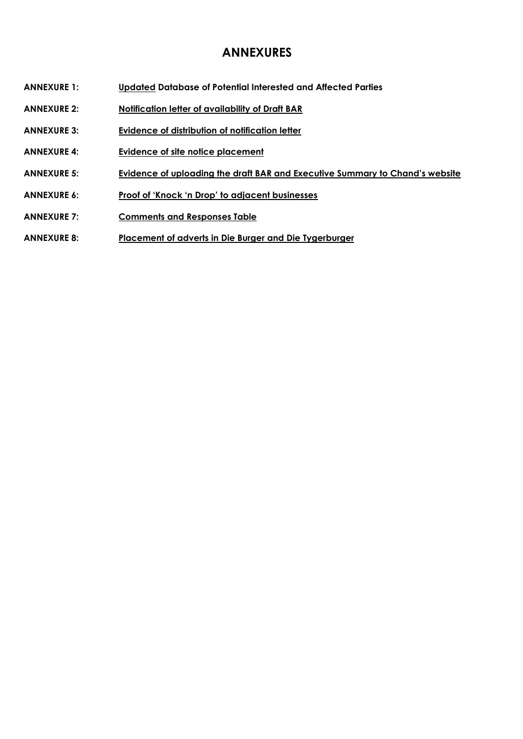# ANNEXURES

**ANNEXURE 1:** **Updated Database of Potential Interested and Affected Parties**

**ANNEXURE 2:** **Notification letter of availability of Draft BAR**

**ANNEXURE 3:** **Evidence of distribution of notification letter**

**ANNEXURE 4:** **Evidence of site notice placement**

**ANNEXURE 5:** **Evidence of uploading the draft BAR and Executive Summary to Chand's website**

**ANNEXURE 6:** **Proof of 'Knock 'n Drop' to adjacent businesses**

**ANNEXURE 7:** **Comments and Responses Table**

**ANNEXURE 8:** **Placement of adverts in Die Burger and Die Tygerburger**